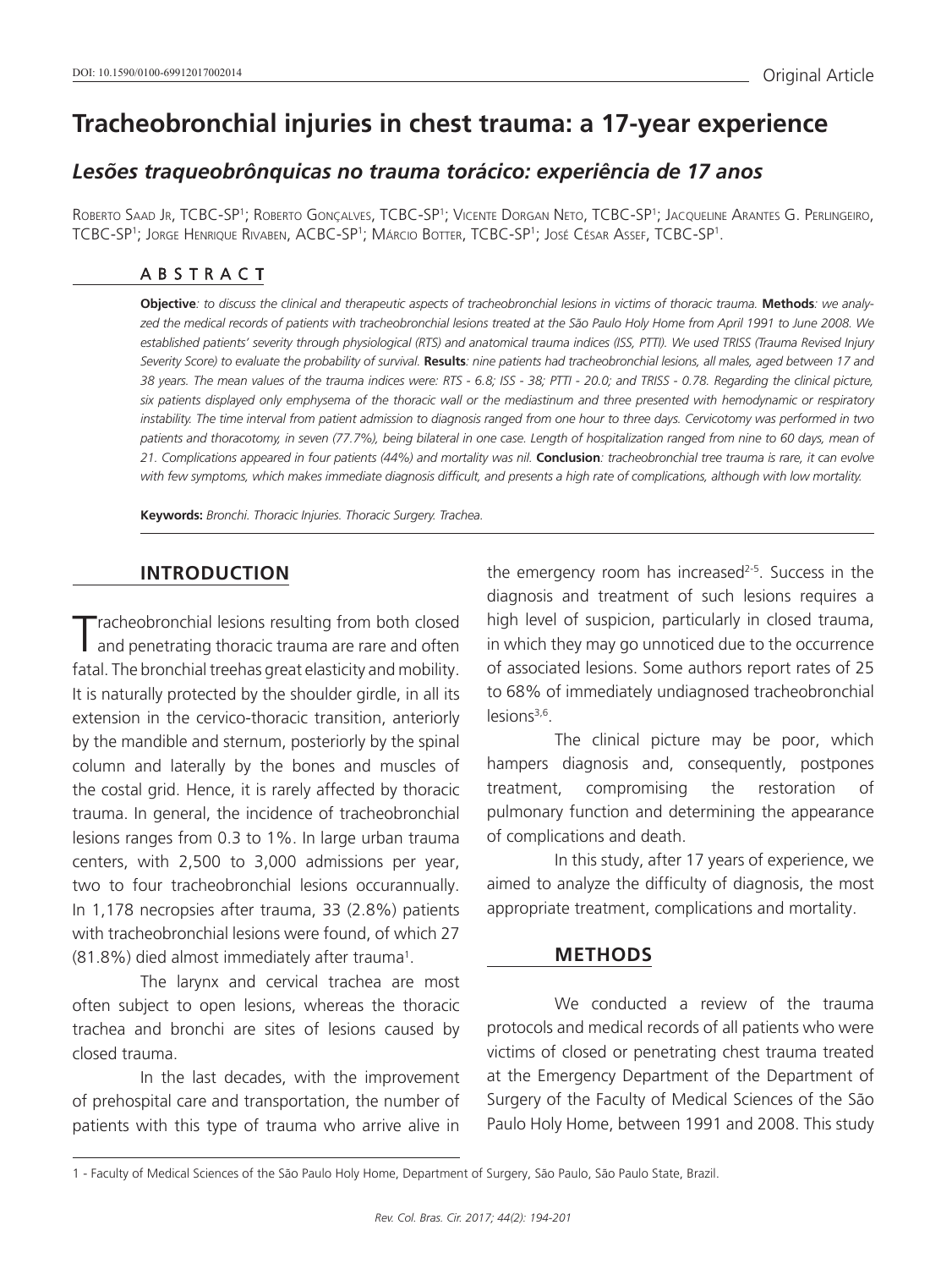DOI: 10.1590/0100-69912017002014

Original Article

# Tracheobronchial injuries in chest trauma: a 17-year experience

## *Lesões traqueobrônquicas no trauma torácico: experiência de 17 anos*

Roberto Saad Jr, TCBC-SP[1]; Roberto Gonçalves, TCBC-SP[1]; Vicente Dorgan Neto, TCBC-SP[1]; Jacqueline Arantes G. Perlingeiro, TCBC-SP[1]; Jorge Henrique Rivaben, ACBC-SP[1]; Márcio Botter, TCBC-SP[1]; José César Assef, TCBC-SP[1].

### ABSTRACT

**Objective***: to discuss the clinical and therapeutic aspects of tracheobronchial lesions in victims of thoracic trauma.* **Methods***: we analyzed the medical records of patients with tracheobronchial lesions treated at the São Paulo Holy Home from April 1991 to June 2008. We established patients' severity through physiological (RTS) and anatomical trauma indices (ISS, PTTI). We used TRISS (Trauma Revised Injury Severity Score) to evaluate the probability of survival.* **Results***: nine patients had tracheobronchial lesions, all males, aged between 17 and 38 years. The mean values of the trauma indices were: RTS - 6.8; ISS - 38; PTTI - 20.0; and TRISS - 0.78. Regarding the clinical picture, six patients displayed only emphysema of the thoracic wall or the mediastinum and three presented with hemodynamic or respiratory instability. The time interval from patient admission to diagnosis ranged from one hour to three days. Cervicotomy was performed in two patients and thoracotomy, in seven (77.7%), being bilateral in one case. Length of hospitalization ranged from nine to 60 days, mean of 21. Complications appeared in four patients (44%) and mortality was nil.* **Conclusion***: tracheobronchial tree trauma is rare, it can evolve with few symptoms, which makes immediate diagnosis difficult, and presents a high rate of complications, although with low mortality.*

**Keywords:** *Bronchi. Thoracic Injuries. Thoracic Surgery. Trachea.*

## INTRODUCTION

Tracheobronchial lesions resulting from both closed and penetrating thoracic trauma are rare and often fatal. The bronchial treehas great elasticity and mobility. It is naturally protected by the shoulder girdle, in all its extension in the cervico-thoracic transition, anteriorly by the mandible and sternum, posteriorly by the spinal column and laterally by the bones and muscles of the costal grid. Hence, it is rarely affected by thoracic trauma. In general, the incidence of tracheobronchial lesions ranges from 0.3 to 1%. In large urban trauma centers, with 2,500 to 3,000 admissions per year, two to four tracheobronchial lesions occurannually. In 1,178 necropsies after trauma, 33 (2.8%) patients with tracheobronchial lesions were found, of which 27 (81.8%) died almost immediately after trauma[1].

The larynx and cervical trachea are most often subject to open lesions, whereas the thoracic trachea and bronchi are sites of lesions caused by closed trauma.

In the last decades, with the improvement of prehospital care and transportation, the number of patients with this type of trauma who arrive alive in the emergency room has increased[2-5]. Success in the diagnosis and treatment of such lesions requires a high level of suspicion, particularly in closed trauma, in which they may go unnoticed due to the occurrence of associated lesions. Some authors report rates of 25 to 68% of immediately undiagnosed tracheobronchial lesions[3,6].

The clinical picture may be poor, which hampers diagnosis and, consequently, postpones treatment, compromising the restoration of pulmonary function and determining the appearance of complications and death.

In this study, after 17 years of experience, we aimed to analyze the difficulty of diagnosis, the most appropriate treatment, complications and mortality.

## METHODS

We conducted a review of the trauma protocols and medical records of all patients who were victims of closed or penetrating chest trauma treated at the Emergency Department of the Department of Surgery of the Faculty of Medical Sciences of the São Paulo Holy Home, between 1991 and 2008. This study

1 - Faculty of Medical Sciences of the São Paulo Holy Home, Department of Surgery, São Paulo, São Paulo State, Brazil.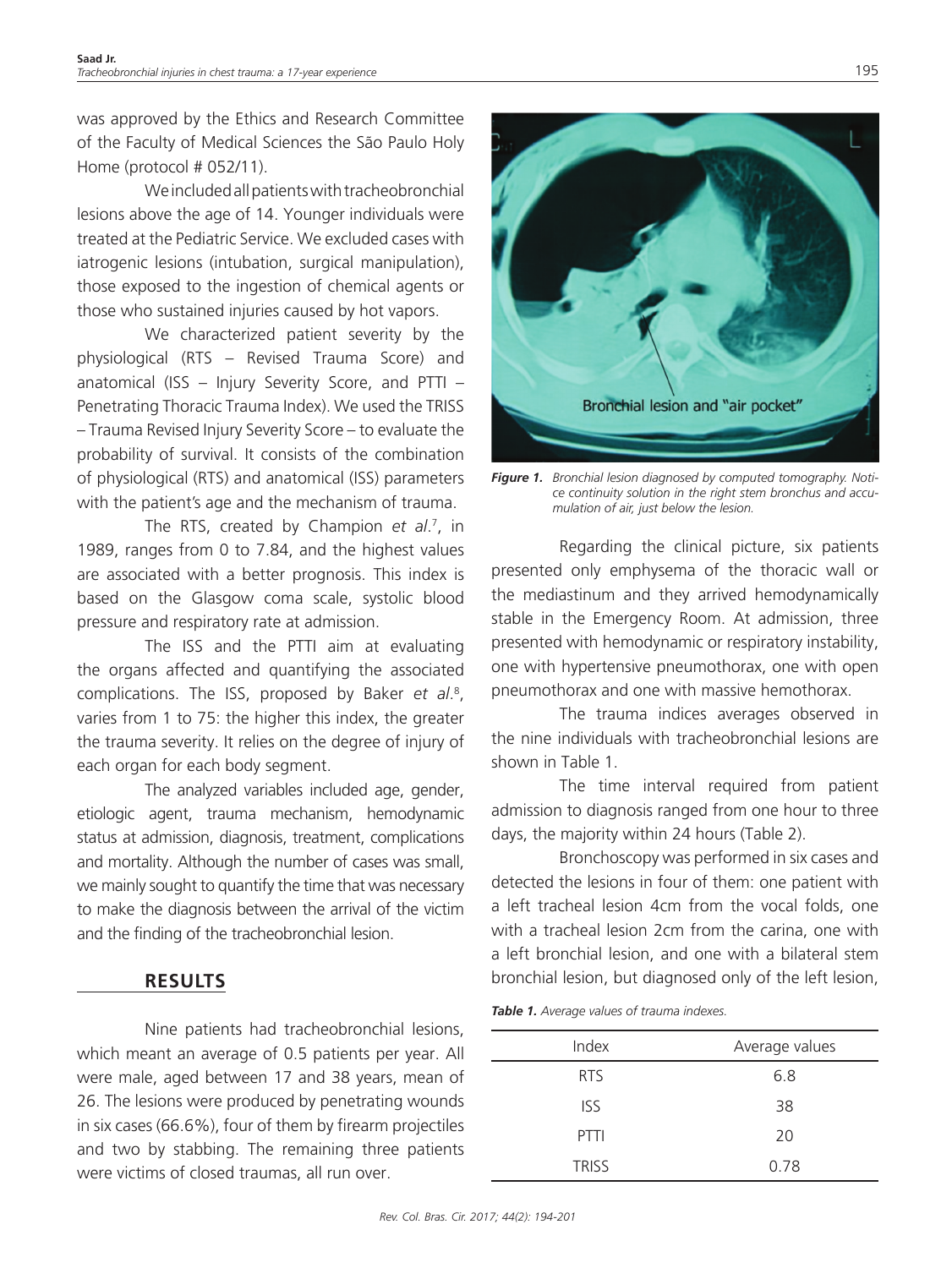was approved by the Ethics and Research Committee of the Faculty of Medical Sciences the São Paulo Holy Home (protocol # 052/11).

We included all patients with tracheobronchial lesions above the age of 14. Younger individuals were treated at the Pediatric Service. We excluded cases with iatrogenic lesions (intubation, surgical manipulation), those exposed to the ingestion of chemical agents or those who sustained injuries caused by hot vapors.

We characterized patient severity by the physiological (RTS – Revised Trauma Score) and anatomical (ISS – Injury Severity Score, and PTTI – Penetrating Thoracic Trauma Index). We used the TRISS – Trauma Revised Injury Severity Score – to evaluate the probability of survival. It consists of the combination of physiological (RTS) and anatomical (ISS) parameters with the patient's age and the mechanism of trauma.

The RTS, created by Champion *et al.*[7], in 1989, ranges from 0 to 7.84, and the highest values are associated with a better prognosis. This index is based on the Glasgow coma scale, systolic blood pressure and respiratory rate at admission.

The ISS and the PTTI aim at evaluating the organs affected and quantifying the associated complications. The ISS, proposed by Baker *et al.*[8], varies from 1 to 75: the higher this index, the greater the trauma severity. It relies on the degree of injury of each organ for each body segment.

The analyzed variables included age, gender, etiologic agent, trauma mechanism, hemodynamic status at admission, diagnosis, treatment, complications and mortality. Although the number of cases was small, we mainly sought to quantify the time that was necessary to make the diagnosis between the arrival of the victim and the finding of the tracheobronchial lesion.

## RESULTS

Nine patients had tracheobronchial lesions, which meant an average of 0.5 patients per year. All were male, aged between 17 and 38 years, mean of 26. The lesions were produced by penetrating wounds in six cases (66.6%), four of them by firearm projectiles and two by stabbing. The remaining three patients were victims of closed traumas, all run over.

Bronchial lesion and "air pocket"

***Figure 1.*** *Bronchial lesion diagnosed by computed tomography. Notice continuity solution in the right stem bronchus and accumulation of air, just below the lesion.*

Regarding the clinical picture, six patients presented only emphysema of the thoracic wall or the mediastinum and they arrived hemodynamically stable in the Emergency Room. At admission, three presented with hemodynamic or respiratory instability, one with hypertensive pneumothorax, one with open pneumothorax and one with massive hemothorax.

The trauma indices averages observed in the nine individuals with tracheobronchial lesions are shown in Table 1.

The time interval required from patient admission to diagnosis ranged from one hour to three days, the majority within 24 hours (Table 2).

Bronchoscopy was performed in six cases and detected the lesions in four of them: one patient with a left tracheal lesion 4cm from the vocal folds, one with a tracheal lesion 2cm from the carina, one with a left bronchial lesion, and one with a bilateral stem bronchial lesion, but diagnosed only of the left lesion,

***Table 1.*** *Average values of trauma indexes.*

| Index | Average values |
|---|---|
| RTS | 6.8 |
| ISS | 38 |
| PTTI | 20 |
| TRISS | 0.78 |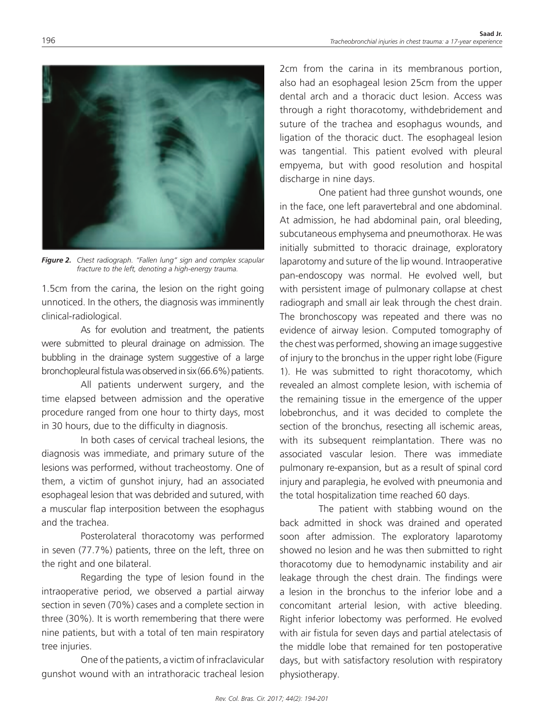*Figure 2. Chest radiograph. "Fallen lung" sign and complex scapular fracture to the left, denoting a high-energy trauma.*

1.5cm from the carina, the lesion on the right going unnoticed. In the others, the diagnosis was imminently clinical-radiological.

As for evolution and treatment, the patients were submitted to pleural drainage on admission. The bubbling in the drainage system suggestive of a large bronchopleural fistula was observed in six (66.6%) patients.

All patients underwent surgery, and the time elapsed between admission and the operative procedure ranged from one hour to thirty days, most in 30 hours, due to the difficulty in diagnosis.

In both cases of cervical tracheal lesions, the diagnosis was immediate, and primary suture of the lesions was performed, without tracheostomy. One of them, a victim of gunshot injury, had an associated esophageal lesion that was debrided and sutured, with a muscular flap interposition between the esophagus and the trachea.

Posterolateral thoracotomy was performed in seven (77.7%) patients, three on the left, three on the right and one bilateral.

Regarding the type of lesion found in the intraoperative period, we observed a partial airway section in seven (70%) cases and a complete section in three (30%). It is worth remembering that there were nine patients, but with a total of ten main respiratory tree injuries.

One of the patients, a victim of infraclavicular gunshot wound with an intrathoracic tracheal lesion 2cm from the carina in its membranous portion, also had an esophageal lesion 25cm from the upper dental arch and a thoracic duct lesion. Access was through a right thoracotomy, withdebridement and suture of the trachea and esophagus wounds, and ligation of the thoracic duct. The esophageal lesion was tangential. This patient evolved with pleural empyema, but with good resolution and hospital discharge in nine days.

One patient had three gunshot wounds, one in the face, one left paravertebral and one abdominal. At admission, he had abdominal pain, oral bleeding, subcutaneous emphysema and pneumothorax. He was initially submitted to thoracic drainage, exploratory laparotomy and suture of the lip wound. Intraoperative pan-endoscopy was normal. He evolved well, but with persistent image of pulmonary collapse at chest radiograph and small air leak through the chest drain. The bronchoscopy was repeated and there was no evidence of airway lesion. Computed tomography of the chest was performed, showing an image suggestive of injury to the bronchus in the upper right lobe (Figure 1). He was submitted to right thoracotomy, which revealed an almost complete lesion, with ischemia of the remaining tissue in the emergence of the upper lobebronchus, and it was decided to complete the section of the bronchus, resecting all ischemic areas, with its subsequent reimplantation. There was no associated vascular lesion. There was immediate pulmonary re-expansion, but as a result of spinal cord injury and paraplegia, he evolved with pneumonia and the total hospitalization time reached 60 days.

The patient with stabbing wound on the back admitted in shock was drained and operated soon after admission. The exploratory laparotomy showed no lesion and he was then submitted to right thoracotomy due to hemodynamic instability and air leakage through the chest drain. The findings were a lesion in the bronchus to the inferior lobe and a concomitant arterial lesion, with active bleeding. Right inferior lobectomy was performed. He evolved with air fistula for seven days and partial atelectasis of the middle lobe that remained for ten postoperative days, but with satisfactory resolution with respiratory physiotherapy.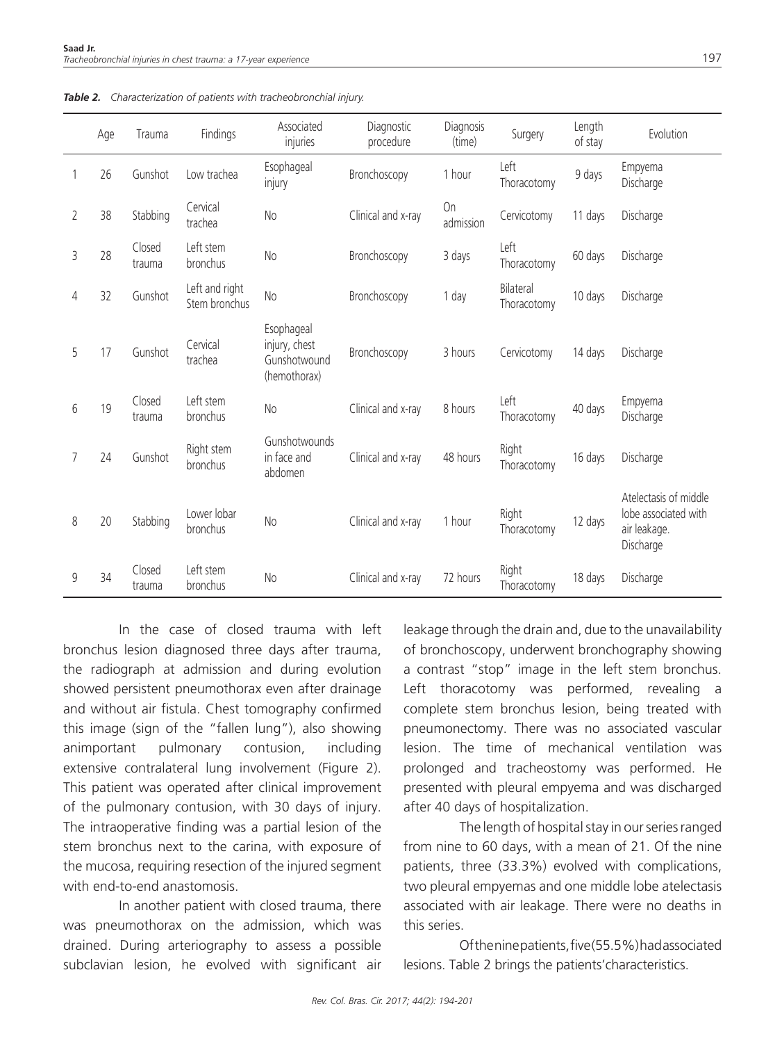*Table 2. Characterization of patients with tracheobronchial injury.*

| | Age | Trauma | Findings | Associated injuries | Diagnostic procedure | Diagnosis (time) | Surgery | Length of stay | Evolution |
|---|---|---|---|---|---|---|---|---|---|
| 1 | 26 | Gunshot | Low trachea | Esophageal injury | Bronchoscopy | 1 hour | Left Thoracotomy | 9 days | Empyema Discharge |
| 2 | 38 | Stabbing | Cervical trachea | No | Clinical and x-ray | On admission | Cervicotomy | 11 days | Discharge |
| 3 | 28 | Closed trauma | Left stem bronchus | No | Bronchoscopy | 3 days | Left Thoracotomy | 60 days | Discharge |
| 4 | 32 | Gunshot | Left and right Stem bronchus | No | Bronchoscopy | 1 day | Bilateral Thoracotomy | 10 days | Discharge |
| 5 | 17 | Gunshot | Cervical trachea | Esophageal injury, chest Gunshotwound (hemothorax) | Bronchoscopy | 3 hours | Cervicotomy | 14 days | Discharge |
| 6 | 19 | Closed trauma | Left stem bronchus | No | Clinical and x-ray | 8 hours | Left Thoracotomy | 40 days | Empyema Discharge |
| 7 | 24 | Gunshot | Right stem bronchus | Gunshotwounds in face and abdomen | Clinical and x-ray | 48 hours | Right Thoracotomy | 16 days | Discharge |
| 8 | 20 | Stabbing | Lower lobar bronchus | No | Clinical and x-ray | 1 hour | Right Thoracotomy | 12 days | Atelectasis of middle lobe associated with air leakage. Discharge |
| 9 | 34 | Closed trauma | Left stem bronchus | No | Clinical and x-ray | 72 hours | Right Thoracotomy | 18 days | Discharge |

In the case of closed trauma with left bronchus lesion diagnosed three days after trauma, the radiograph at admission and during evolution showed persistent pneumothorax even after drainage and without air fistula. Chest tomography confirmed this image (sign of the "fallen lung"), also showing animportant pulmonary contusion, including extensive contralateral lung involvement (Figure 2). This patient was operated after clinical improvement of the pulmonary contusion, with 30 days of injury. The intraoperative finding was a partial lesion of the stem bronchus next to the carina, with exposure of the mucosa, requiring resection of the injured segment with end-to-end anastomosis.

In another patient with closed trauma, there was pneumothorax on the admission, which was drained. During arteriography to assess a possible subclavian lesion, he evolved with significant air leakage through the drain and, due to the unavailability of bronchoscopy, underwent bronchography showing a contrast "stop" image in the left stem bronchus. Left thoracotomy was performed, revealing a complete stem bronchus lesion, being treated with pneumonectomy. There was no associated vascular lesion. The time of mechanical ventilation was prolonged and tracheostomy was performed. He presented with pleural empyema and was discharged after 40 days of hospitalization.

The length of hospital stay in our series ranged from nine to 60 days, with a mean of 21. Of the nine patients, three (33.3%) evolved with complications, two pleural empyemas and one middle lobe atelectasis associated with air leakage. There were no deaths in this series.

Of the nine patients, five (55.5%) had associated lesions. Table 2 brings the patients' characteristics.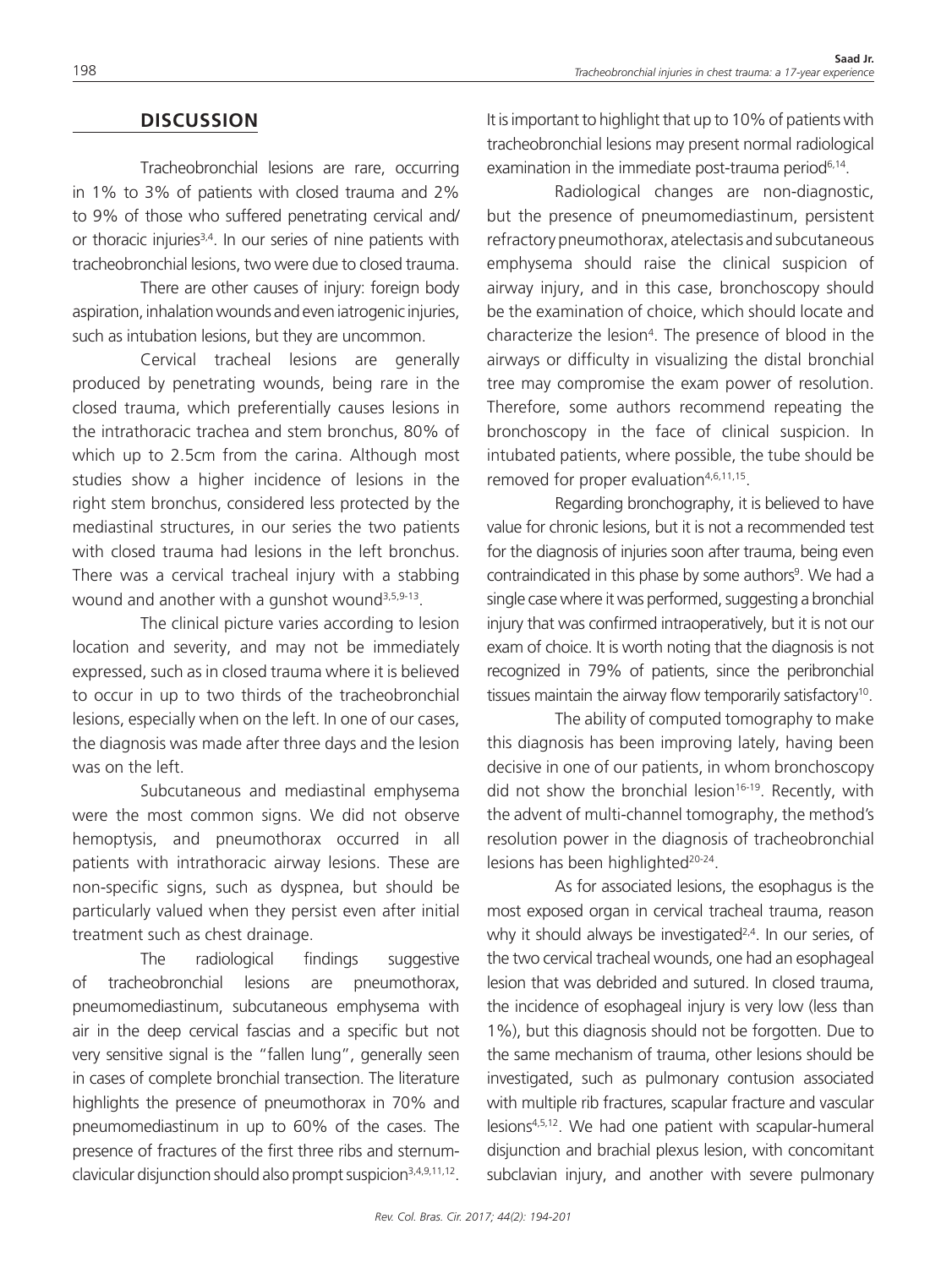## DISCUSSION

Tracheobronchial lesions are rare, occurring in 1% to 3% of patients with closed trauma and 2% to 9% of those who suffered penetrating cervical and/ or thoracic injuries[3,4]. In our series of nine patients with tracheobronchial lesions, two were due to closed trauma.

There are other causes of injury: foreign body aspiration, inhalation wounds and even iatrogenic injuries, such as intubation lesions, but they are uncommon.

Cervical tracheal lesions are generally produced by penetrating wounds, being rare in the closed trauma, which preferentially causes lesions in the intrathoracic trachea and stem bronchus, 80% of which up to 2.5cm from the carina. Although most studies show a higher incidence of lesions in the right stem bronchus, considered less protected by the mediastinal structures, in our series the two patients with closed trauma had lesions in the left bronchus. There was a cervical tracheal injury with a stabbing wound and another with a gunshot wound[3,5,9-13].

The clinical picture varies according to lesion location and severity, and may not be immediately expressed, such as in closed trauma where it is believed to occur in up to two thirds of the tracheobronchial lesions, especially when on the left. In one of our cases, the diagnosis was made after three days and the lesion was on the left.

Subcutaneous and mediastinal emphysema were the most common signs. We did not observe hemoptysis, and pneumothorax occurred in all patients with intrathoracic airway lesions. These are non-specific signs, such as dyspnea, but should be particularly valued when they persist even after initial treatment such as chest drainage.

The radiological findings suggestive of tracheobronchial lesions are pneumothorax, pneumomediastinum, subcutaneous emphysema with air in the deep cervical fascias and a specific but not very sensitive signal is the "fallen lung", generally seen in cases of complete bronchial transection. The literature highlights the presence of pneumothorax in 70% and pneumomediastinum in up to 60% of the cases. The presence of fractures of the first three ribs and sternum-clavicular disjunction should also prompt suspicion[3,4,9,11,12]. It is important to highlight that up to 10% of patients with tracheobronchial lesions may present normal radiological examination in the immediate post-trauma period[6,14].

Radiological changes are non-diagnostic, but the presence of pneumomediastinum, persistent refractory pneumothorax, atelectasis and subcutaneous emphysema should raise the clinical suspicion of airway injury, and in this case, bronchoscopy should be the examination of choice, which should locate and characterize the lesion[4]. The presence of blood in the airways or difficulty in visualizing the distal bronchial tree may compromise the exam power of resolution. Therefore, some authors recommend repeating the bronchoscopy in the face of clinical suspicion. In intubated patients, where possible, the tube should be removed for proper evaluation[4,6,11,15].

Regarding bronchography, it is believed to have value for chronic lesions, but it is not a recommended test for the diagnosis of injuries soon after trauma, being even contraindicated in this phase by some authors[9]. We had a single case where it was performed, suggesting a bronchial injury that was confirmed intraoperatively, but it is not our exam of choice. It is worth noting that the diagnosis is not recognized in 79% of patients, since the peribronchial tissues maintain the airway flow temporarily satisfactory[10].

The ability of computed tomography to make this diagnosis has been improving lately, having been decisive in one of our patients, in whom bronchoscopy did not show the bronchial lesion[16-19]. Recently, with the advent of multi-channel tomography, the method's resolution power in the diagnosis of tracheobronchial lesions has been highlighted[20-24].

As for associated lesions, the esophagus is the most exposed organ in cervical tracheal trauma, reason why it should always be investigated[2,4]. In our series, of the two cervical tracheal wounds, one had an esophageal lesion that was debrided and sutured. In closed trauma, the incidence of esophageal injury is very low (less than 1%), but this diagnosis should not be forgotten. Due to the same mechanism of trauma, other lesions should be investigated, such as pulmonary contusion associated with multiple rib fractures, scapular fracture and vascular lesions[4,5,12]. We had one patient with scapular-humeral disjunction and brachial plexus lesion, with concomitant subclavian injury, and another with severe pulmonary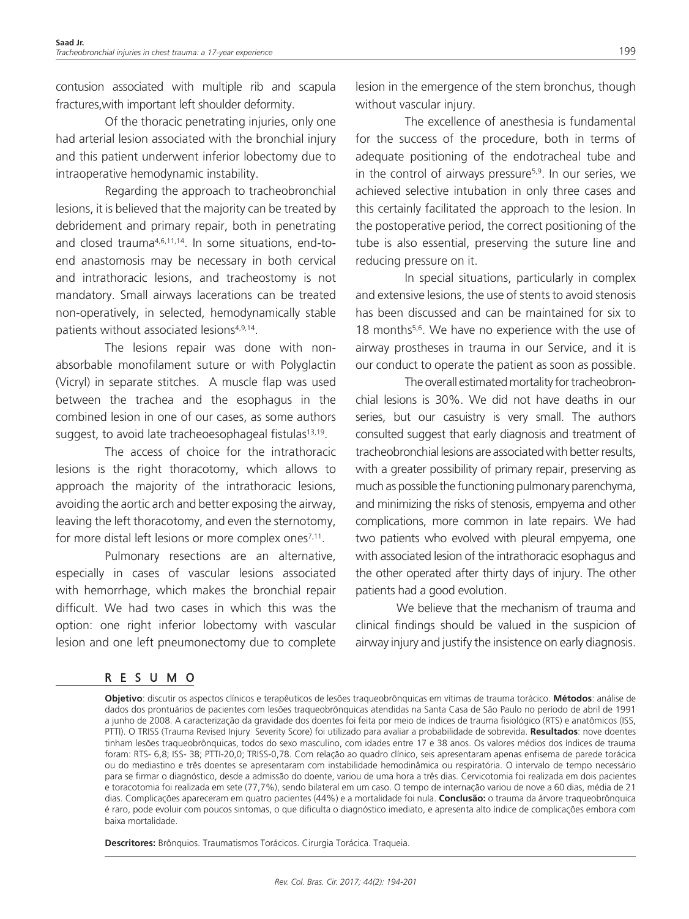contusion associated with multiple rib and scapula fractures,with important left shoulder deformity.

Of the thoracic penetrating injuries, only one had arterial lesion associated with the bronchial injury and this patient underwent inferior lobectomy due to intraoperative hemodynamic instability.

Regarding the approach to tracheobronchial lesions, it is believed that the majority can be treated by debridement and primary repair, both in penetrating and closed trauma[4,6,11,14]. In some situations, end-to-end anastomosis may be necessary in both cervical and intrathoracic lesions, and tracheostomy is not mandatory. Small airways lacerations can be treated non-operatively, in selected, hemodynamically stable patients without associated lesions[4,9,14].

The lesions repair was done with non-absorbable monofilament suture or with Polyglactin (Vicryl) in separate stitches. A muscle flap was used between the trachea and the esophagus in the combined lesion in one of our cases, as some authors suggest, to avoid late tracheoesophageal fistulas[13,19].

The access of choice for the intrathoracic lesions is the right thoracotomy, which allows to approach the majority of the intrathoracic lesions, avoiding the aortic arch and better exposing the airway, leaving the left thoracotomy, and even the sternotomy, for more distal left lesions or more complex ones[7,11].

Pulmonary resections are an alternative, especially in cases of vascular lesions associated with hemorrhage, which makes the bronchial repair difficult. We had two cases in which this was the option: one right inferior lobectomy with vascular lesion and one left pneumonectomy due to complete lesion in the emergence of the stem bronchus, though without vascular injury.

The excellence of anesthesia is fundamental for the success of the procedure, both in terms of adequate positioning of the endotracheal tube and in the control of airways pressure[5,9]. In our series, we achieved selective intubation in only three cases and this certainly facilitated the approach to the lesion. In the postoperative period, the correct positioning of the tube is also essential, preserving the suture line and reducing pressure on it.

In special situations, particularly in complex and extensive lesions, the use of stents to avoid stenosis has been discussed and can be maintained for six to 18 months[5,6]. We have no experience with the use of airway prostheses in trauma in our Service, and it is our conduct to operate the patient as soon as possible.

The overall estimated mortality for tracheobronchial lesions is 30%. We did not have deaths in our series, but our casuistry is very small. The authors consulted suggest that early diagnosis and treatment of tracheobronchial lesions are associated with better results, with a greater possibility of primary repair, preserving as much as possible the functioning pulmonary parenchyma, and minimizing the risks of stenosis, empyema and other complications, more common in late repairs. We had two patients who evolved with pleural empyema, one with associated lesion of the intrathoracic esophagus and the other operated after thirty days of injury. The other patients had a good evolution.

We believe that the mechanism of trauma and clinical findings should be valued in the suspicion of airway injury and justify the insistence on early diagnosis.

## RESUMO

**Objetivo**: discutir os aspectos clínicos e terapêuticos de lesões traqueobrônquicas em vítimas de trauma torácico. **Métodos**: análise de dados dos prontuários de pacientes com lesões traqueobrônquicas atendidas na Santa Casa de São Paulo no período de abril de 1991 a junho de 2008. A caracterização da gravidade dos doentes foi feita por meio de índices de trauma fisiológico (RTS) e anatômicos (ISS, PTTI). O TRISS (Trauma Revised Injury Severity Score) foi utilizado para avaliar a probabilidade de sobrevida. **Resultados**: nove doentes tinham lesões traqueobrônquicas, todos do sexo masculino, com idades entre 17 e 38 anos. Os valores médios dos índices de trauma foram: RTS- 6,8; ISS- 38; PTTI-20,0; TRISS-0,78. Com relação ao quadro clínico, seis apresentaram apenas enfisema de parede torácica ou do mediastino e três doentes se apresentaram com instabilidade hemodinâmica ou respiratória. O intervalo de tempo necessário para se firmar o diagnóstico, desde a admissão do doente, variou de uma hora a três dias. Cervicotomia foi realizada em dois pacientes e toracotomia foi realizada em sete (77,7%), sendo bilateral em um caso. O tempo de internação variou de nove a 60 dias, média de 21 dias. Complicações apareceram em quatro pacientes (44%) e a mortalidade foi nula. **Conclusão:** o trauma da árvore traqueobrônquica é raro, pode evoluir com poucos sintomas, o que dificulta o diagnóstico imediato, e apresenta alto índice de complicações embora com baixa mortalidade.

**Descritores:** Brônquios. Traumatismos Torácicos. Cirurgia Torácica. Traqueia.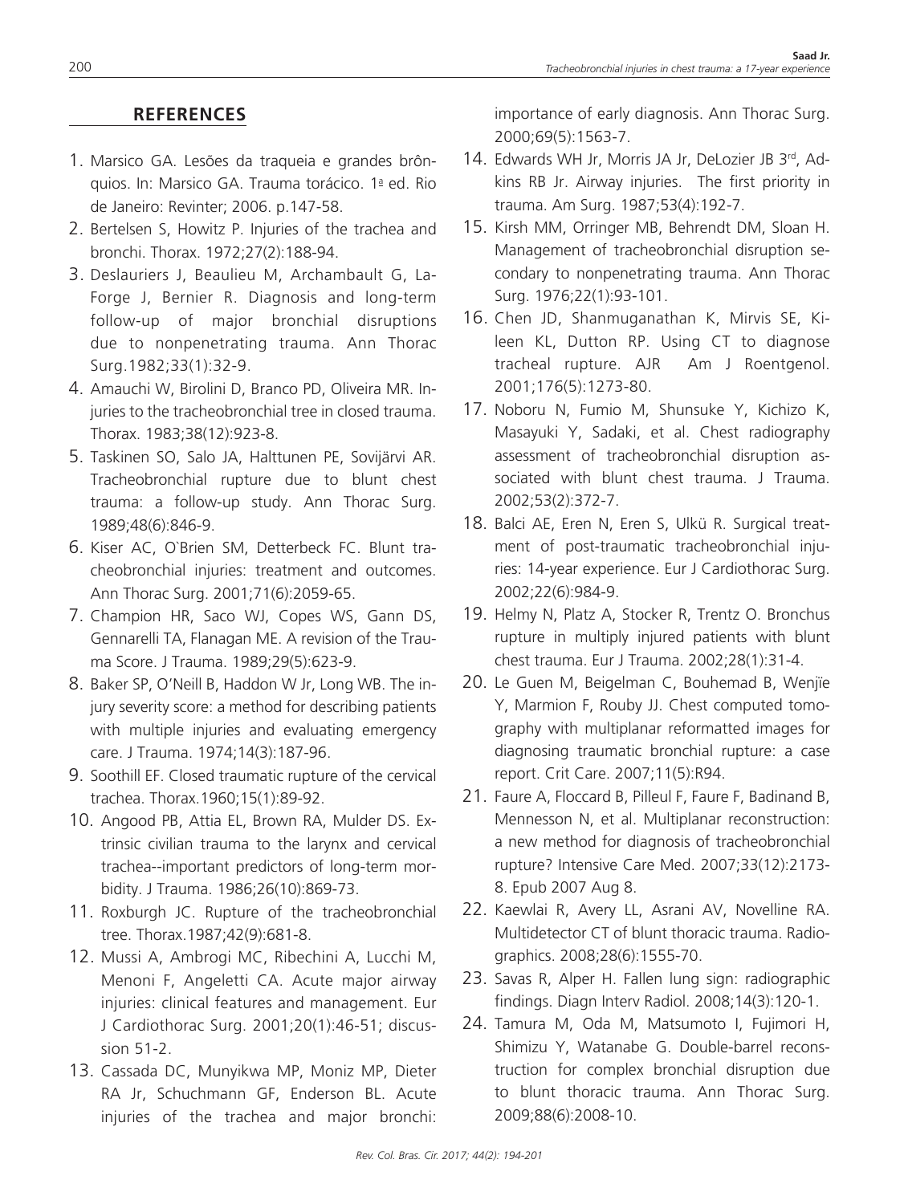## REFERENCES

1. Marsico GA. Lesões da traqueia e grandes brônquios. In: Marsico GA. Trauma torácico. 1ª ed. Rio de Janeiro: Revinter; 2006. p.147-58.
2. Bertelsen S, Howitz P. Injuries of the trachea and bronchi. Thorax. 1972;27(2):188-94.
3. Deslauriers J, Beaulieu M, Archambault G, LaForge J, Bernier R. Diagnosis and long-term follow-up of major bronchial disruptions due to nonpenetrating trauma. Ann Thorac Surg.1982;33(1):32-9.
4. Amauchi W, Birolini D, Branco PD, Oliveira MR. Injuries to the tracheobronchial tree in closed trauma. Thorax. 1983;38(12):923-8.
5. Taskinen SO, Salo JA, Halttunen PE, Sovijärvi AR. Tracheobronchial rupture due to blunt chest trauma: a follow-up study. Ann Thorac Surg. 1989;48(6):846-9.
6. Kiser AC, O`Brien SM, Detterbeck FC. Blunt tracheobronchial injuries: treatment and outcomes. Ann Thorac Surg. 2001;71(6):2059-65.
7. Champion HR, Saco WJ, Copes WS, Gann DS, Gennarelli TA, Flanagan ME. A revision of the Trauma Score. J Trauma. 1989;29(5):623-9.
8. Baker SP, O'Neill B, Haddon W Jr, Long WB. The injury severity score: a method for describing patients with multiple injuries and evaluating emergency care. J Trauma. 1974;14(3):187-96.
9. Soothill EF. Closed traumatic rupture of the cervical trachea. Thorax.1960;15(1):89-92.
10. Angood PB, Attia EL, Brown RA, Mulder DS. Extrinsic civilian trauma to the larynx and cervical trachea--important predictors of long-term morbidity. J Trauma. 1986;26(10):869-73.
11. Roxburgh JC. Rupture of the tracheobronchial tree. Thorax.1987;42(9):681-8.
12. Mussi A, Ambrogi MC, Ribechini A, Lucchi M, Menoni F, Angeletti CA. Acute major airway injuries: clinical features and management. Eur J Cardiothorac Surg. 2001;20(1):46-51; discussion 51-2.
13. Cassada DC, Munyikwa MP, Moniz MP, Dieter RA Jr, Schuchmann GF, Enderson BL. Acute injuries of the trachea and major bronchi: importance of early diagnosis. Ann Thorac Surg. 2000;69(5):1563-7.
14. Edwards WH Jr, Morris JA Jr, DeLozier JB 3rd, Adkins RB Jr. Airway injuries. The first priority in trauma. Am Surg. 1987;53(4):192-7.
15. Kirsh MM, Orringer MB, Behrendt DM, Sloan H. Management of tracheobronchial disruption secondary to nonpenetrating trauma. Ann Thorac Surg. 1976;22(1):93-101.
16. Chen JD, Shanmuganathan K, Mirvis SE, Kileen KL, Dutton RP. Using CT to diagnose tracheal rupture. AJR Am J Roentgenol. 2001;176(5):1273-80.
17. Noboru N, Fumio M, Shunsuke Y, Kichizo K, Masayuki Y, Sadaki, et al. Chest radiography assessment of tracheobronchial disruption associated with blunt chest trauma. J Trauma. 2002;53(2):372-7.
18. Balci AE, Eren N, Eren S, Ulkü R. Surgical treatment of post-traumatic tracheobronchial injuries: 14-year experience. Eur J Cardiothorac Surg. 2002;22(6):984-9.
19. Helmy N, Platz A, Stocker R, Trentz O. Bronchus rupture in multiply injured patients with blunt chest trauma. Eur J Trauma. 2002;28(1):31-4.
20. Le Guen M, Beigelman C, Bouhemad B, Wenjïe Y, Marmion F, Rouby JJ. Chest computed tomography with multiplanar reformatted images for diagnosing traumatic bronchial rupture: a case report. Crit Care. 2007;11(5):R94.
21. Faure A, Floccard B, Pilleul F, Faure F, Badinand B, Mennesson N, et al. Multiplanar reconstruction: a new method for diagnosis of tracheobronchial rupture? Intensive Care Med. 2007;33(12):2173-8. Epub 2007 Aug 8.
22. Kaewlai R, Avery LL, Asrani AV, Novelline RA. Multidetector CT of blunt thoracic trauma. Radiographics. 2008;28(6):1555-70.
23. Savas R, Alper H. Fallen lung sign: radiographic findings. Diagn Interv Radiol. 2008;14(3):120-1.
24. Tamura M, Oda M, Matsumoto I, Fujimori H, Shimizu Y, Watanabe G. Double-barrel reconstruction for complex bronchial disruption due to blunt thoracic trauma. Ann Thorac Surg. 2009;88(6):2008-10.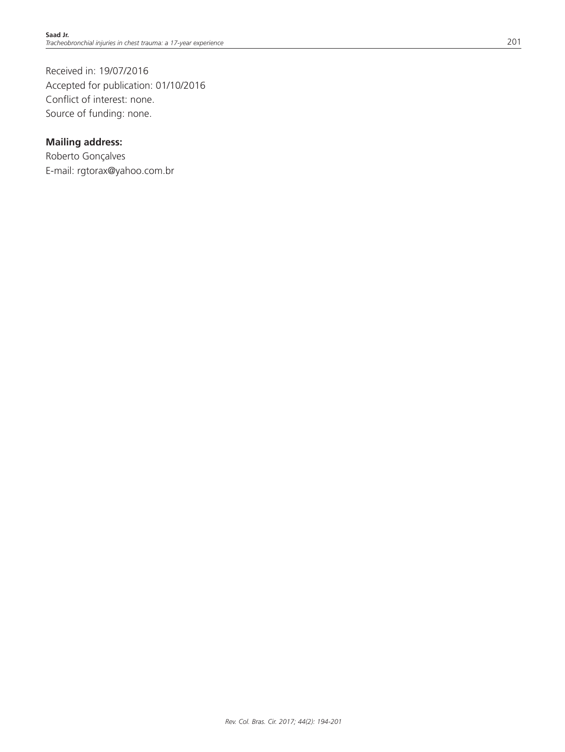Received in: 19/07/2016
Accepted for publication: 01/10/2016
Conflict of interest: none.
Source of funding: none.

**Mailing address:**
Roberto Gonçalves
E-mail: rgtorax@yahoo.com.br